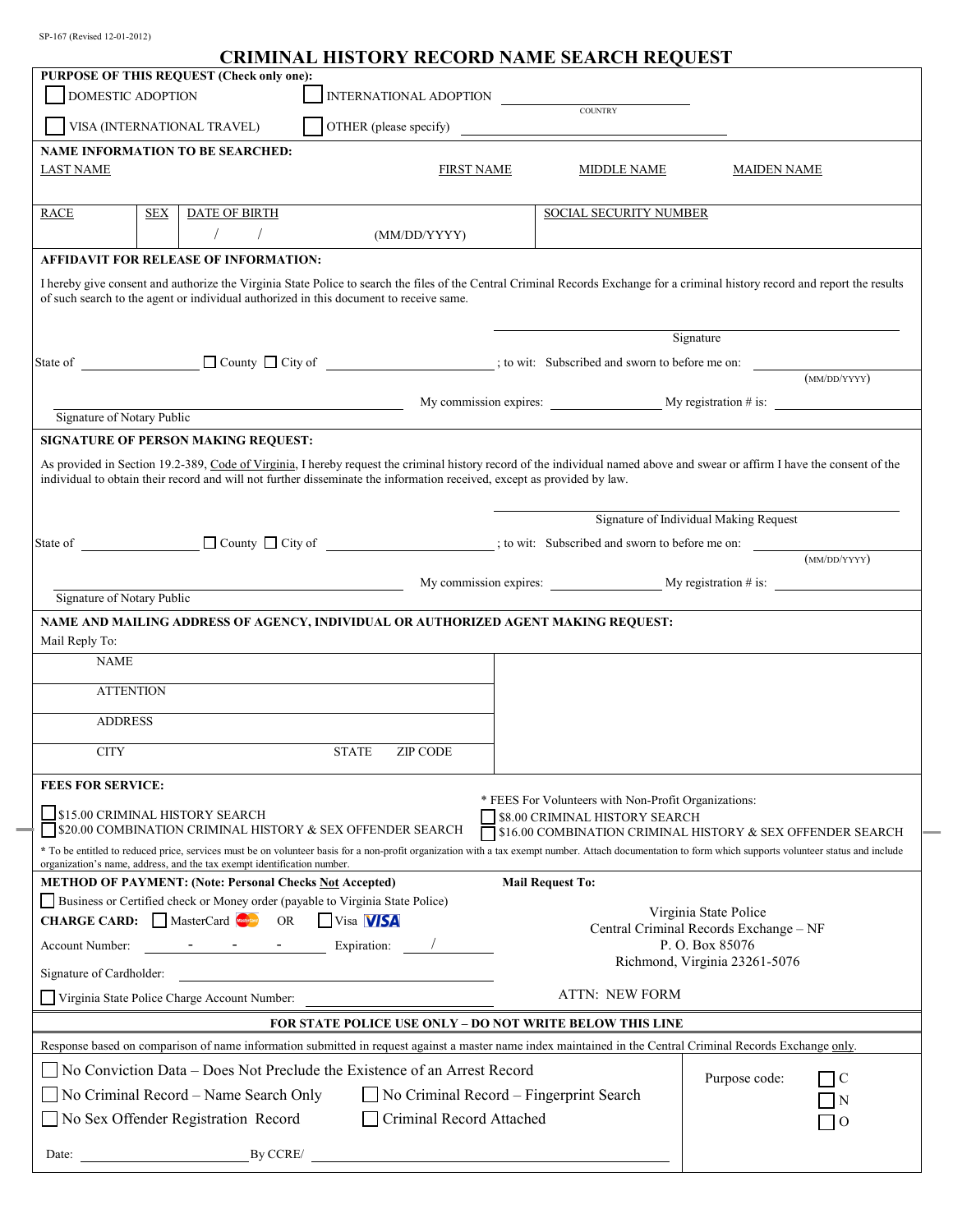SP-167 (Revised 12-01-2012)

# CRIMINAL HISTORY RECORD NAME SEARCH REQUEST

**PURPOSE OF THIS REQUEST (Check only one):**

☐ DOMESTIC ADOPTION ☐ INTERNATIONAL ADOPTION ____________ COUNTRY

☐ VISA (INTERNATIONAL TRAVEL) ☐ OTHER (please specify) ____________

**NAME INFORMATION TO BE SEARCHED:**

| LAST NAME | FIRST NAME | MIDDLE NAME | MAIDEN NAME |
|---|---|---|---|
| | | | |

| RACE | SEX | DATE OF BIRTH | SOCIAL SECURITY NUMBER |
|---|---|---|---|
| | | / / (MM/DD/YYYY) | |

**AFFIDAVIT FOR RELEASE OF INFORMATION:**

I hereby give consent and authorize the Virginia State Police to search the files of the Central Criminal Records Exchange for a criminal history record and report the results of such search to the agent or individual authorized in this document to receive same.

______________________ Signature

State of ____________ ☐ County ☐ City of ____________; to wit: Subscribed and sworn to before me on: ____________ (MM/DD/YYYY)

______________________ Signature of Notary Public My commission expires: ____________ My registration # is: ____________

**SIGNATURE OF PERSON MAKING REQUEST:**

As provided in Section 19.2-389, Code of Virginia, I hereby request the criminal history record of the individual named above and swear or affirm I have the consent of the individual to obtain their record and will not further disseminate the information received, except as provided by law.

______________________ Signature of Individual Making Request

State of ____________ ☐ County ☐ City of ____________; to wit: Subscribed and sworn to before me on: ____________ (MM/DD/YYYY)

______________________ Signature of Notary Public My commission expires: ____________ My registration # is: ____________

**NAME AND MAILING ADDRESS OF AGENCY, INDIVIDUAL OR AUTHORIZED AGENT MAKING REQUEST:**

Mail Reply To:

NAME

ATTENTION

ADDRESS

CITY STATE ZIP CODE

**FEES FOR SERVICE:**

☐ $15.00 CRIMINAL HISTORY SEARCH

☐ $20.00 COMBINATION CRIMINAL HISTORY & SEX OFFENDER SEARCH

\* FEES For Volunteers with Non-Profit Organizations:

☐ $8.00 CRIMINAL HISTORY SEARCH

☐ $16.00 COMBINATION CRIMINAL HISTORY & SEX OFFENDER SEARCH

\* To be entitled to reduced price, services must be on volunteer basis for a non-profit organization with a tax exempt number. Attach documentation to form which supports volunteer status and include organization's name, address, and the tax exempt identification number.

**METHOD OF PAYMENT: (Note: Personal Checks Not Accepted)**

☐ Business or Certified check or Money order (payable to Virginia State Police)

**CHARGE CARD:** ☐ MasterCard OR ☐ Visa

Account Number: ____ - ____ - ____ - ____ Expiration: ____ / ____

Signature of Cardholder: ______________________

☐ Virginia State Police Charge Account Number: ______________________

**Mail Request To:**

Virginia State Police
Central Criminal Records Exchange – NF
P. O. Box 85076
Richmond, Virginia 23261-5076

ATTN: NEW FORM

**FOR STATE POLICE USE ONLY – DO NOT WRITE BELOW THIS LINE**

Response based on comparison of name information submitted in request against a master name index maintained in the Central Criminal Records Exchange only.

☐ No Conviction Data – Does Not Preclude the Existence of an Arrest Record

☐ No Criminal Record – Name Search Only ☐ No Criminal Record – Fingerprint Search

☐ No Sex Offender Registration Record ☐ Criminal Record Attached

Date: ____________ By CCRE/ ____________

Purpose code: ☐ C ☐ N ☐ O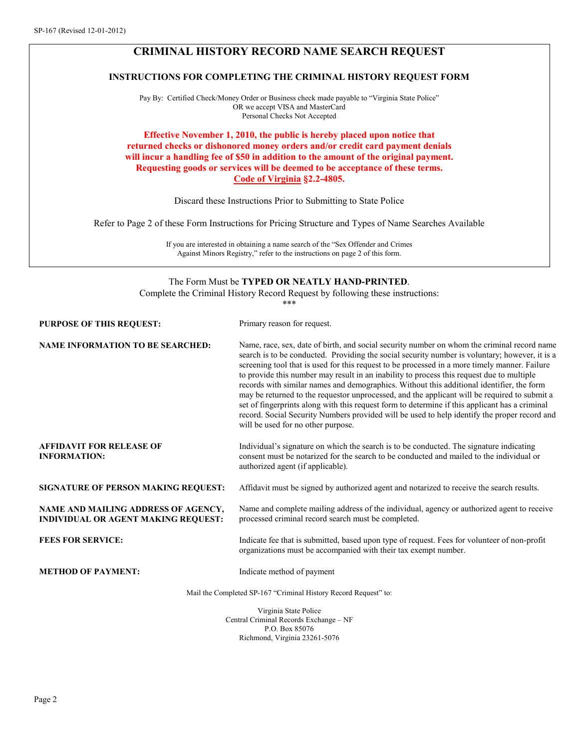# CRIMINAL HISTORY RECORD NAME SEARCH REQUEST

## INSTRUCTIONS FOR COMPLETING THE CRIMINAL HISTORY REQUEST FORM

Pay By: Certified Check/Money Order or Business check made payable to "Virginia State Police"
OR we accept VISA and MasterCard
Personal Checks Not Accepted

**Effective November 1, 2010, the public is hereby placed upon notice that returned checks or dishonored money orders and/or credit card payment denials will incur a handling fee of $50 in addition to the amount of the original payment. Requesting goods or services will be deemed to be acceptance of these terms. Code of Virginia §2.2-4805.**

Discard these Instructions Prior to Submitting to State Police

Refer to Page 2 of these Form Instructions for Pricing Structure and Types of Name Searches Available

If you are interested in obtaining a name search of the "Sex Offender and Crimes Against Minors Registry," refer to the instructions on page 2 of this form.

The Form Must be **TYPED OR NEATLY HAND-PRINTED**.
Complete the Criminal History Record Request by following these instructions:
\*\*\*

**PURPOSE OF THIS REQUEST:** Primary reason for request.

**NAME INFORMATION TO BE SEARCHED:** Name, race, sex, date of birth, and social security number on whom the criminal record name search is to be conducted. Providing the social security number is voluntary; however, it is a screening tool that is used for this request to be processed in a more timely manner. Failure to provide this number may result in an inability to process this request due to multiple records with similar names and demographics. Without this additional identifier, the form may be returned to the requestor unprocessed, and the applicant will be required to submit a set of fingerprints along with this request form to determine if this applicant has a criminal record. Social Security Numbers provided will be used to help identify the proper record and will be used for no other purpose.

**AFFIDAVIT FOR RELEASE OF INFORMATION:** Individual's signature on which the search is to be conducted. The signature indicating consent must be notarized for the search to be conducted and mailed to the individual or authorized agent (if applicable).

**SIGNATURE OF PERSON MAKING REQUEST:** Affidavit must be signed by authorized agent and notarized to receive the search results.

**NAME AND MAILING ADDRESS OF AGENCY, INDIVIDUAL OR AGENT MAKING REQUEST:** Name and complete mailing address of the individual, agency or authorized agent to receive processed criminal record search must be completed.

**FEES FOR SERVICE:** Indicate fee that is submitted, based upon type of request. Fees for volunteer of non-profit organizations must be accompanied with their tax exempt number.

**METHOD OF PAYMENT:** Indicate method of payment

Mail the Completed SP-167 "Criminal History Record Request" to:

Virginia State Police
Central Criminal Records Exchange – NF
P.O. Box 85076
Richmond, Virginia 23261-5076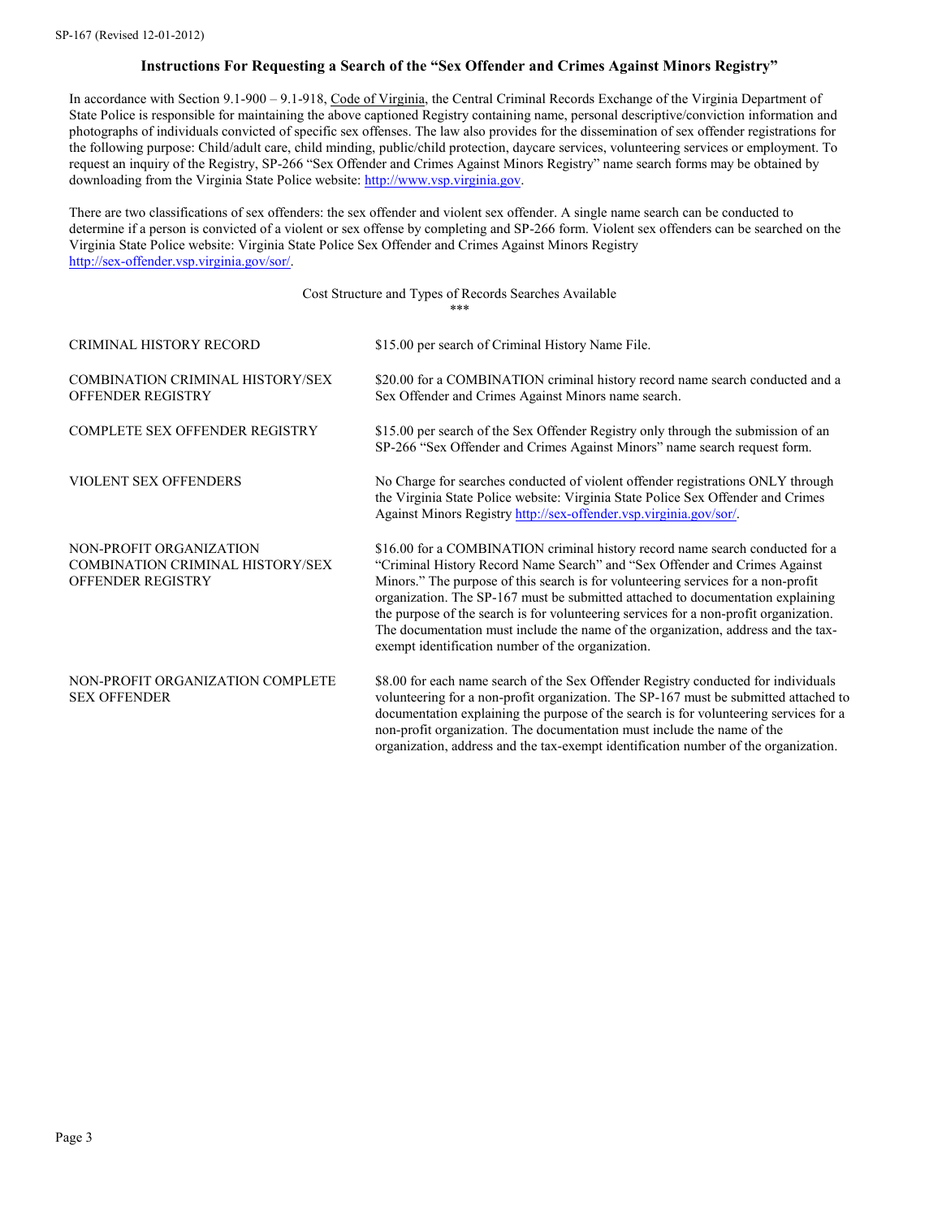SP-167 (Revised 12-01-2012)

## Instructions For Requesting a Search of the "Sex Offender and Crimes Against Minors Registry"

In accordance with Section 9.1-900 – 9.1-918, Code of Virginia, the Central Criminal Records Exchange of the Virginia Department of State Police is responsible for maintaining the above captioned Registry containing name, personal descriptive/conviction information and photographs of individuals convicted of specific sex offenses. The law also provides for the dissemination of sex offender registrations for the following purpose: Child/adult care, child minding, public/child protection, daycare services, volunteering services or employment. To request an inquiry of the Registry, SP-266 "Sex Offender and Crimes Against Minors Registry" name search forms may be obtained by downloading from the Virginia State Police website: http://www.vsp.virginia.gov.

There are two classifications of sex offenders: the sex offender and violent sex offender. A single name search can be conducted to determine if a person is convicted of a violent or sex offense by completing and SP-266 form. Violent sex offenders can be searched on the Virginia State Police website: Virginia State Police Sex Offender and Crimes Against Minors Registry http://sex-offender.vsp.virginia.gov/sor/.

Cost Structure and Types of Records Searches Available

\*\*\*

| | |
|---|---|
| CRIMINAL HISTORY RECORD | $15.00 per search of Criminal History Name File. |
| COMBINATION CRIMINAL HISTORY/SEX OFFENDER REGISTRY | $20.00 for a COMBINATION criminal history record name search conducted and a Sex Offender and Crimes Against Minors name search. |
| COMPLETE SEX OFFENDER REGISTRY | $15.00 per search of the Sex Offender Registry only through the submission of an SP-266 "Sex Offender and Crimes Against Minors" name search request form. |
| VIOLENT SEX OFFENDERS | No Charge for searches conducted of violent offender registrations ONLY through the Virginia State Police website: Virginia State Police Sex Offender and Crimes Against Minors Registry http://sex-offender.vsp.virginia.gov/sor/. |
| NON-PROFIT ORGANIZATION COMBINATION CRIMINAL HISTORY/SEX OFFENDER REGISTRY | $16.00 for a COMBINATION criminal history record name search conducted for a "Criminal History Record Name Search" and "Sex Offender and Crimes Against Minors." The purpose of this search is for volunteering services for a non-profit organization. The SP-167 must be submitted attached to documentation explaining the purpose of the search is for volunteering services for a non-profit organization. The documentation must include the name of the organization, address and the tax-exempt identification number of the organization. |
| NON-PROFIT ORGANIZATION COMPLETE SEX OFFENDER | $8.00 for each name search of the Sex Offender Registry conducted for individuals volunteering for a non-profit organization. The SP-167 must be submitted attached to documentation explaining the purpose of the search is for volunteering services for a non-profit organization. The documentation must include the name of the organization, address and the tax-exempt identification number of the organization. |